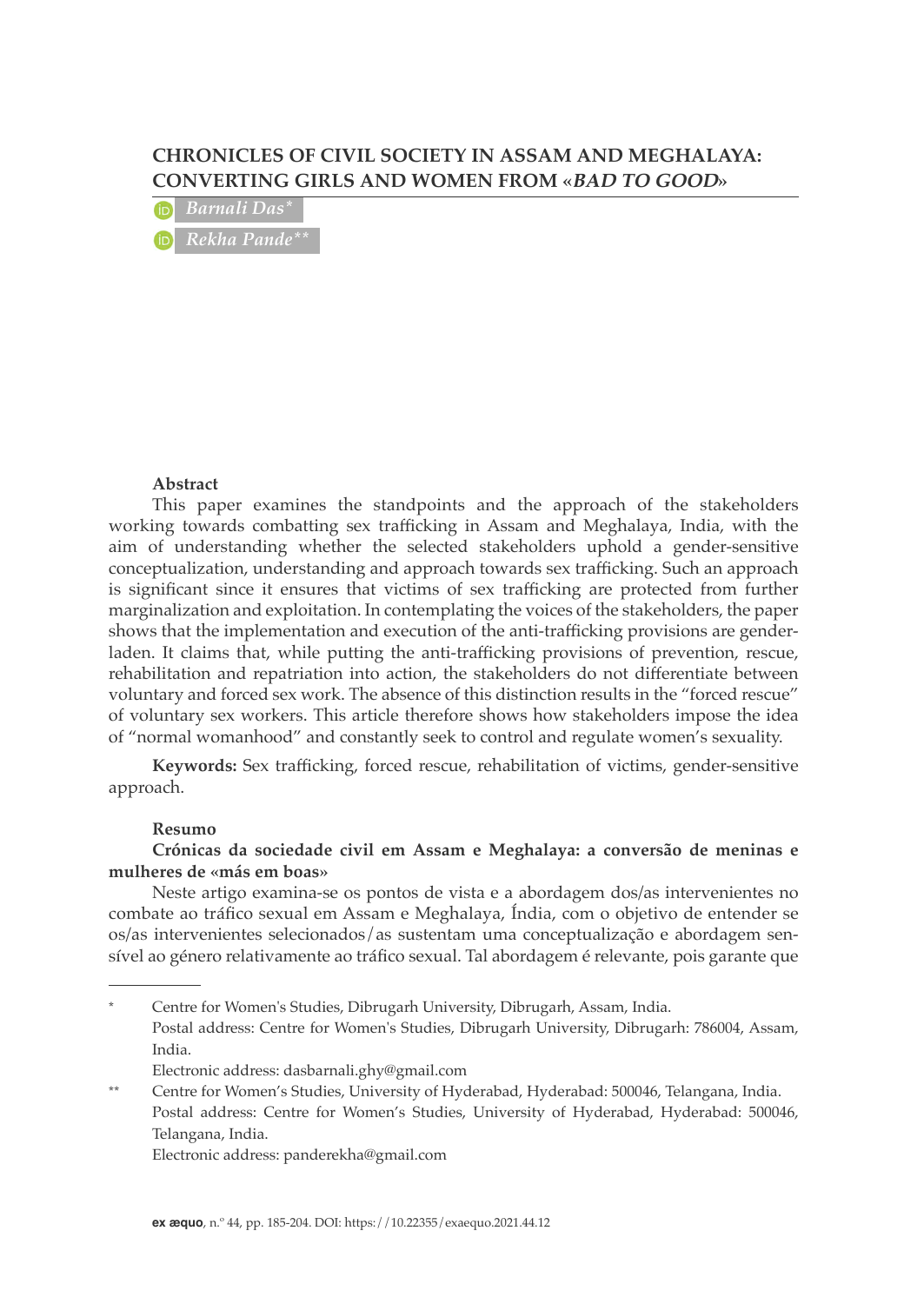# CHRONICLES OF CIVIL SOCIETY IN ASSAM AND MEGHALAYA: CONVERTING GIRLS AND WOMEN FROM «*BAD TO GOOD*»

*Barnali Das**

*Rekha Pande***

**Abstract**

This paper examines the standpoints and the approach of the stakeholders working towards combatting sex trafficking in Assam and Meghalaya, India, with the aim of understanding whether the selected stakeholders uphold a gender-sensitive conceptualization, understanding and approach towards sex trafficking. Such an approach is significant since it ensures that victims of sex trafficking are protected from further marginalization and exploitation. In contemplating the voices of the stakeholders, the paper shows that the implementation and execution of the anti-trafficking provisions are gender-laden. It claims that, while putting the anti-trafficking provisions of prevention, rescue, rehabilitation and repatriation into action, the stakeholders do not differentiate between voluntary and forced sex work. The absence of this distinction results in the "forced rescue" of voluntary sex workers. This article therefore shows how stakeholders impose the idea of "normal womanhood" and constantly seek to control and regulate women's sexuality.

**Keywords:** Sex trafficking, forced rescue, rehabilitation of victims, gender-sensitive approach.

**Resumo**

**Crónicas da sociedade civil em Assam e Meghalaya: a conversão de meninas e mulheres de «más em boas»**

Neste artigo examina-se os pontos de vista e a abordagem dos/as intervenientes no combate ao tráfico sexual em Assam e Meghalaya, Índia, com o objetivo de entender se os/as intervenientes selecionados/as sustentam uma conceptualização e abordagem sensível ao género relativamente ao tráfico sexual. Tal abordagem é relevante, pois garante que

---

\* Centre for Women's Studies, Dibrugarh University, Dibrugarh, Assam, India.
Postal address: Centre for Women's Studies, Dibrugarh University, Dibrugarh: 786004, Assam, India.
Electronic address: dasbarnali.ghy@gmail.com

\** Centre for Women's Studies, University of Hyderabad, Hyderabad: 500046, Telangana, India.
Postal address: Centre for Women's Studies, University of Hyderabad, Hyderabad: 500046, Telangana, India.
Electronic address: panderekha@gmail.com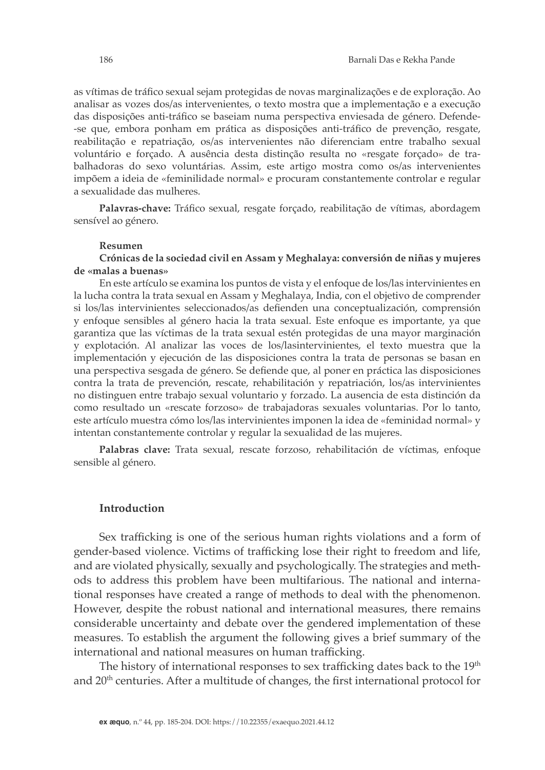as vítimas de tráfico sexual sejam protegidas de novas marginalizações e de exploração. Ao analisar as vozes dos/as intervenientes, o texto mostra que a implementação e a execução das disposições anti-tráfico se baseiam numa perspectiva enviesada de género. Defende-se que, embora ponham em prática as disposições anti-tráfico de prevenção, resgate, reabilitação e repatriação, os/as intervenientes não diferenciam entre trabalho sexual voluntário e forçado. A ausência desta distinção resulta no «resgate forçado» de trabalhadoras do sexo voluntárias. Assim, este artigo mostra como os/as intervenientes impõem a ideia de «feminilidade normal» e procuram constantemente controlar e regular a sexualidade das mulheres.

**Palavras-chave:** Tráfico sexual, resgate forçado, reabilitação de vítimas, abordagem sensível ao género.

**Resumen**

**Crónicas de la sociedad civil en Assam y Meghalaya: conversión de niñas y mujeres de «malas a buenas»**

En este artículo se examina los puntos de vista y el enfoque de los/las intervinientes en la lucha contra la trata sexual en Assam y Meghalaya, India, con el objetivo de comprender si los/las intervinientes seleccionados/as defienden una conceptualización, comprensión y enfoque sensibles al género hacia la trata sexual. Este enfoque es importante, ya que garantiza que las víctimas de la trata sexual estén protegidas de una mayor marginación y explotación. Al analizar las voces de los/lasintervinientes, el texto muestra que la implementación y ejecución de las disposiciones contra la trata de personas se basan en una perspectiva sesgada de género. Se defiende que, al poner en práctica las disposiciones contra la trata de prevención, rescate, rehabilitación y repatriación, los/as intervinientes no distinguen entre trabajo sexual voluntario y forzado. La ausencia de esta distinción da como resultado un «rescate forzoso» de trabajadoras sexuales voluntarias. Por lo tanto, este artículo muestra cómo los/las intervinientes imponen la idea de «feminidad normal» y intentan constantemente controlar y regular la sexualidad de las mujeres.

**Palabras clave:** Trata sexual, rescate forzoso, rehabilitación de víctimas, enfoque sensible al género.

## Introduction

Sex trafficking is one of the serious human rights violations and a form of gender-based violence. Victims of trafficking lose their right to freedom and life, and are violated physically, sexually and psychologically. The strategies and methods to address this problem have been multifarious. The national and international responses have created a range of methods to deal with the phenomenon. However, despite the robust national and international measures, there remains considerable uncertainty and debate over the gendered implementation of these measures. To establish the argument the following gives a brief summary of the international and national measures on human trafficking.

The history of international responses to sex trafficking dates back to the 19th and 20th centuries. After a multitude of changes, the first international protocol for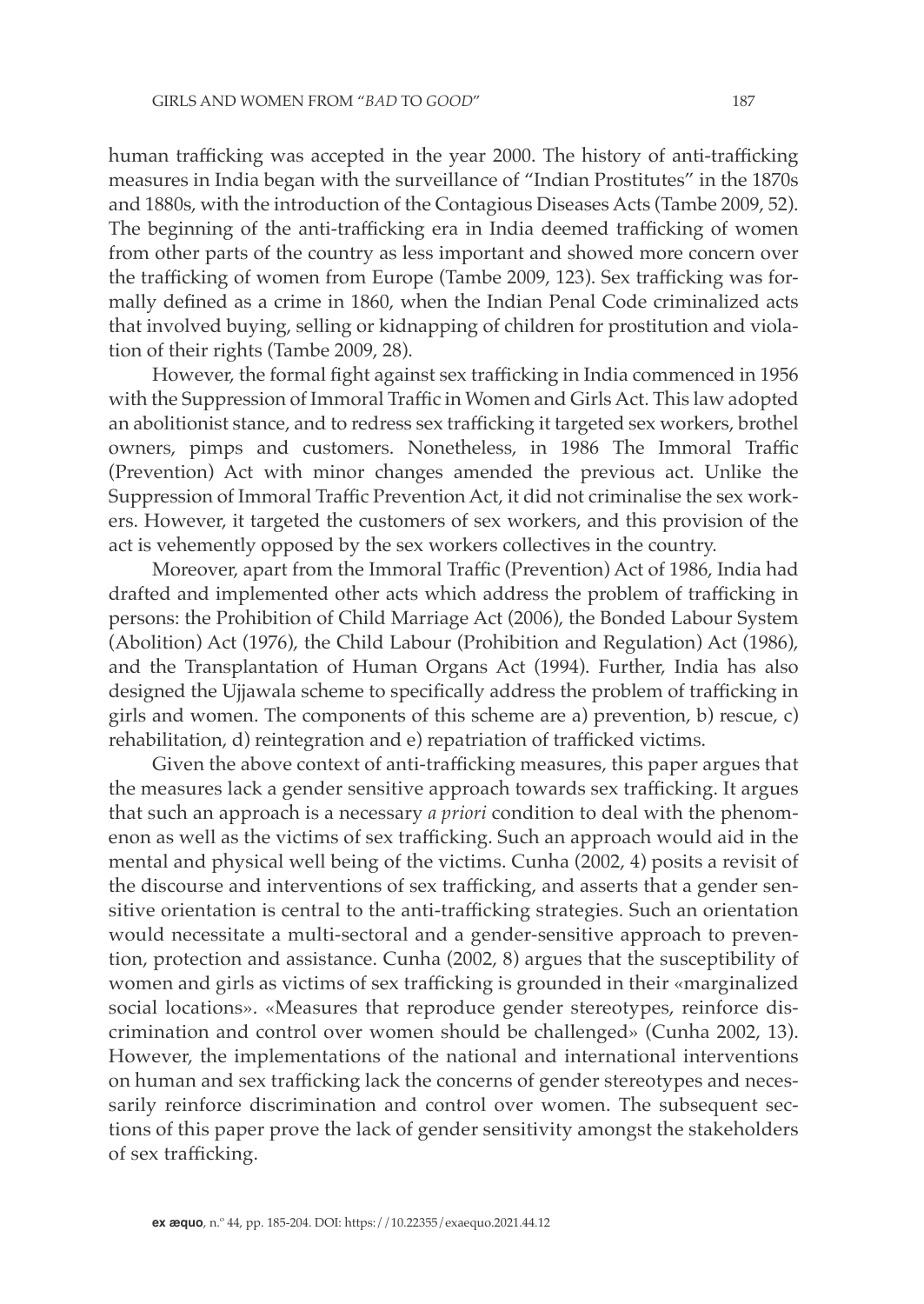human trafficking was accepted in the year 2000. The history of anti-trafficking measures in India began with the surveillance of "Indian Prostitutes" in the 1870s and 1880s, with the introduction of the Contagious Diseases Acts (Tambe 2009, 52). The beginning of the anti-trafficking era in India deemed trafficking of women from other parts of the country as less important and showed more concern over the trafficking of women from Europe (Tambe 2009, 123). Sex trafficking was formally defined as a crime in 1860, when the Indian Penal Code criminalized acts that involved buying, selling or kidnapping of children for prostitution and violation of their rights (Tambe 2009, 28).

However, the formal fight against sex trafficking in India commenced in 1956 with the Suppression of Immoral Traffic in Women and Girls Act. This law adopted an abolitionist stance, and to redress sex trafficking it targeted sex workers, brothel owners, pimps and customers. Nonetheless, in 1986 The Immoral Traffic (Prevention) Act with minor changes amended the previous act. Unlike the Suppression of Immoral Traffic Prevention Act, it did not criminalise the sex workers. However, it targeted the customers of sex workers, and this provision of the act is vehemently opposed by the sex workers collectives in the country.

Moreover, apart from the Immoral Traffic (Prevention) Act of 1986, India had drafted and implemented other acts which address the problem of trafficking in persons: the Prohibition of Child Marriage Act (2006), the Bonded Labour System (Abolition) Act (1976), the Child Labour (Prohibition and Regulation) Act (1986), and the Transplantation of Human Organs Act (1994). Further, India has also designed the Ujjawala scheme to specifically address the problem of trafficking in girls and women. The components of this scheme are a) prevention, b) rescue, c) rehabilitation, d) reintegration and e) repatriation of trafficked victims.

Given the above context of anti-trafficking measures, this paper argues that the measures lack a gender sensitive approach towards sex trafficking. It argues that such an approach is a necessary *a priori* condition to deal with the phenomenon as well as the victims of sex trafficking. Such an approach would aid in the mental and physical well being of the victims. Cunha (2002, 4) posits a revisit of the discourse and interventions of sex trafficking, and asserts that a gender sensitive orientation is central to the anti-trafficking strategies. Such an orientation would necessitate a multi-sectoral and a gender-sensitive approach to prevention, protection and assistance. Cunha (2002, 8) argues that the susceptibility of women and girls as victims of sex trafficking is grounded in their «marginalized social locations». «Measures that reproduce gender stereotypes, reinforce discrimination and control over women should be challenged» (Cunha 2002, 13). However, the implementations of the national and international interventions on human and sex trafficking lack the concerns of gender stereotypes and necessarily reinforce discrimination and control over women. The subsequent sections of this paper prove the lack of gender sensitivity amongst the stakeholders of sex trafficking.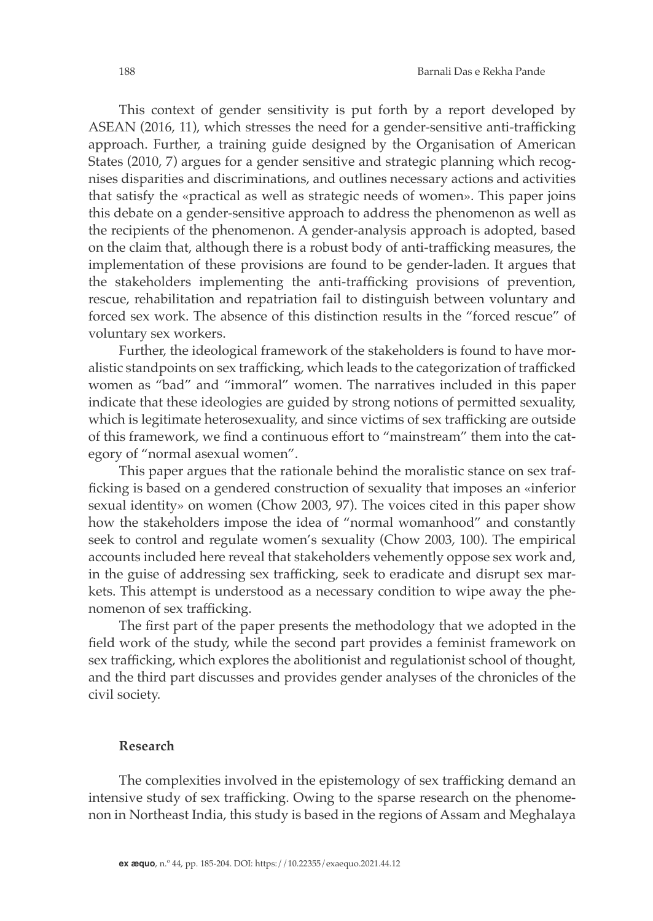This context of gender sensitivity is put forth by a report developed by ASEAN (2016, 11), which stresses the need for a gender-sensitive anti-trafficking approach. Further, a training guide designed by the Organisation of American States (2010, 7) argues for a gender sensitive and strategic planning which recognises disparities and discriminations, and outlines necessary actions and activities that satisfy the «practical as well as strategic needs of women». This paper joins this debate on a gender-sensitive approach to address the phenomenon as well as the recipients of the phenomenon. A gender-analysis approach is adopted, based on the claim that, although there is a robust body of anti-trafficking measures, the implementation of these provisions are found to be gender-laden. It argues that the stakeholders implementing the anti-trafficking provisions of prevention, rescue, rehabilitation and repatriation fail to distinguish between voluntary and forced sex work. The absence of this distinction results in the "forced rescue" of voluntary sex workers.

Further, the ideological framework of the stakeholders is found to have moralistic standpoints on sex trafficking, which leads to the categorization of trafficked women as "bad" and "immoral" women. The narratives included in this paper indicate that these ideologies are guided by strong notions of permitted sexuality, which is legitimate heterosexuality, and since victims of sex trafficking are outside of this framework, we find a continuous effort to "mainstream" them into the category of "normal asexual women".

This paper argues that the rationale behind the moralistic stance on sex trafficking is based on a gendered construction of sexuality that imposes an «inferior sexual identity» on women (Chow 2003, 97). The voices cited in this paper show how the stakeholders impose the idea of "normal womanhood" and constantly seek to control and regulate women's sexuality (Chow 2003, 100). The empirical accounts included here reveal that stakeholders vehemently oppose sex work and, in the guise of addressing sex trafficking, seek to eradicate and disrupt sex markets. This attempt is understood as a necessary condition to wipe away the phenomenon of sex trafficking.

The first part of the paper presents the methodology that we adopted in the field work of the study, while the second part provides a feminist framework on sex trafficking, which explores the abolitionist and regulationist school of thought, and the third part discusses and provides gender analyses of the chronicles of the civil society.

## Research

The complexities involved in the epistemology of sex trafficking demand an intensive study of sex trafficking. Owing to the sparse research on the phenomenon in Northeast India, this study is based in the regions of Assam and Meghalaya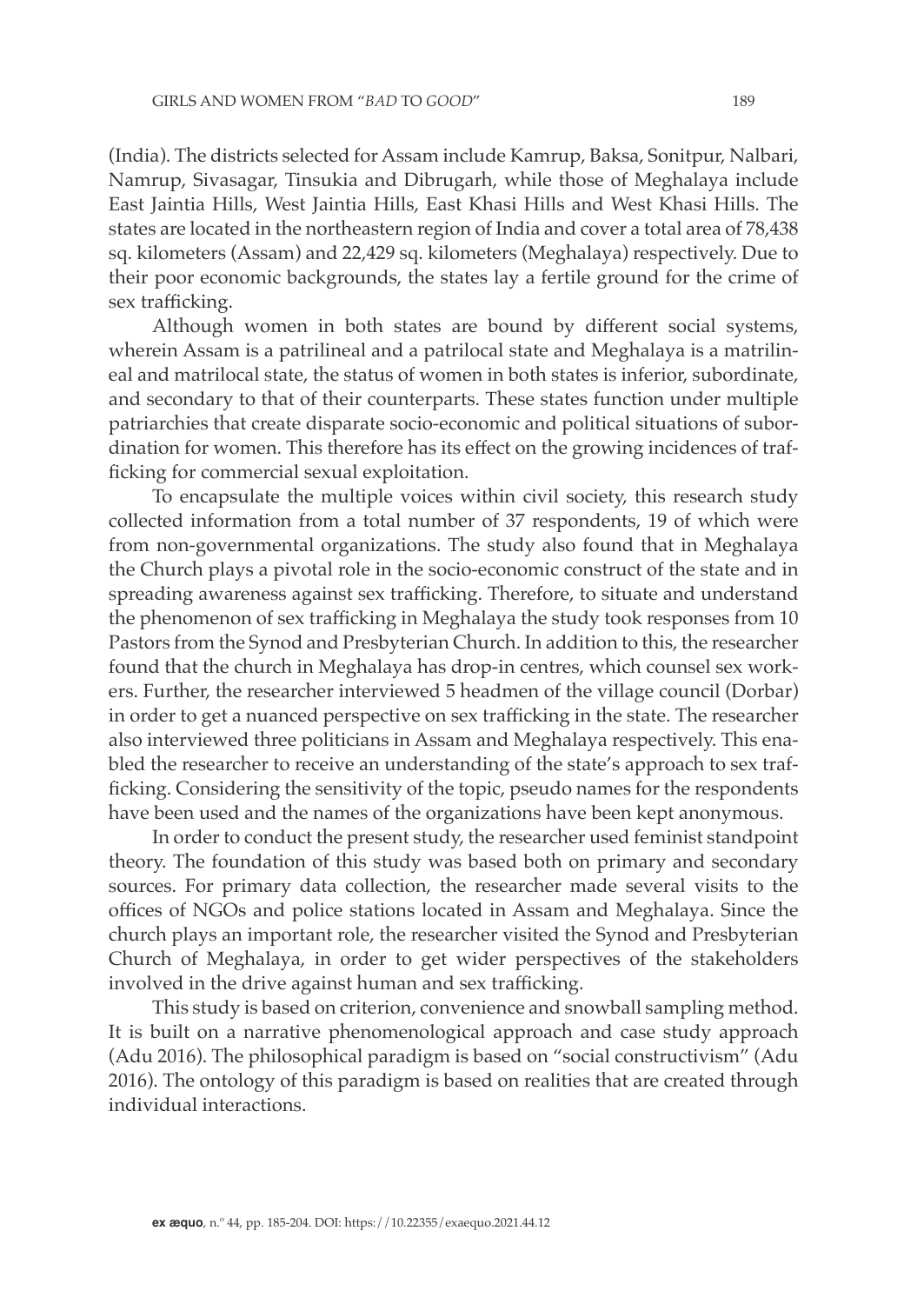(India). The districts selected for Assam include Kamrup, Baksa, Sonitpur, Nalbari, Namrup, Sivasagar, Tinsukia and Dibrugarh, while those of Meghalaya include East Jaintia Hills, West Jaintia Hills, East Khasi Hills and West Khasi Hills. The states are located in the northeastern region of India and cover a total area of 78,438 sq. kilometers (Assam) and 22,429 sq. kilometers (Meghalaya) respectively. Due to their poor economic backgrounds, the states lay a fertile ground for the crime of sex trafficking.

Although women in both states are bound by different social systems, wherein Assam is a patrilineal and a patrilocal state and Meghalaya is a matrilineal and matrilocal state, the status of women in both states is inferior, subordinate, and secondary to that of their counterparts. These states function under multiple patriarchies that create disparate socio-economic and political situations of subordination for women. This therefore has its effect on the growing incidences of trafficking for commercial sexual exploitation.

To encapsulate the multiple voices within civil society, this research study collected information from a total number of 37 respondents, 19 of which were from non-governmental organizations. The study also found that in Meghalaya the Church plays a pivotal role in the socio-economic construct of the state and in spreading awareness against sex trafficking. Therefore, to situate and understand the phenomenon of sex trafficking in Meghalaya the study took responses from 10 Pastors from the Synod and Presbyterian Church. In addition to this, the researcher found that the church in Meghalaya has drop-in centres, which counsel sex workers. Further, the researcher interviewed 5 headmen of the village council (Dorbar) in order to get a nuanced perspective on sex trafficking in the state. The researcher also interviewed three politicians in Assam and Meghalaya respectively. This enabled the researcher to receive an understanding of the state's approach to sex trafficking. Considering the sensitivity of the topic, pseudo names for the respondents have been used and the names of the organizations have been kept anonymous.

In order to conduct the present study, the researcher used feminist standpoint theory. The foundation of this study was based both on primary and secondary sources. For primary data collection, the researcher made several visits to the offices of NGOs and police stations located in Assam and Meghalaya. Since the church plays an important role, the researcher visited the Synod and Presbyterian Church of Meghalaya, in order to get wider perspectives of the stakeholders involved in the drive against human and sex trafficking.

This study is based on criterion, convenience and snowball sampling method. It is built on a narrative phenomenological approach and case study approach (Adu 2016). The philosophical paradigm is based on "social constructivism" (Adu 2016). The ontology of this paradigm is based on realities that are created through individual interactions.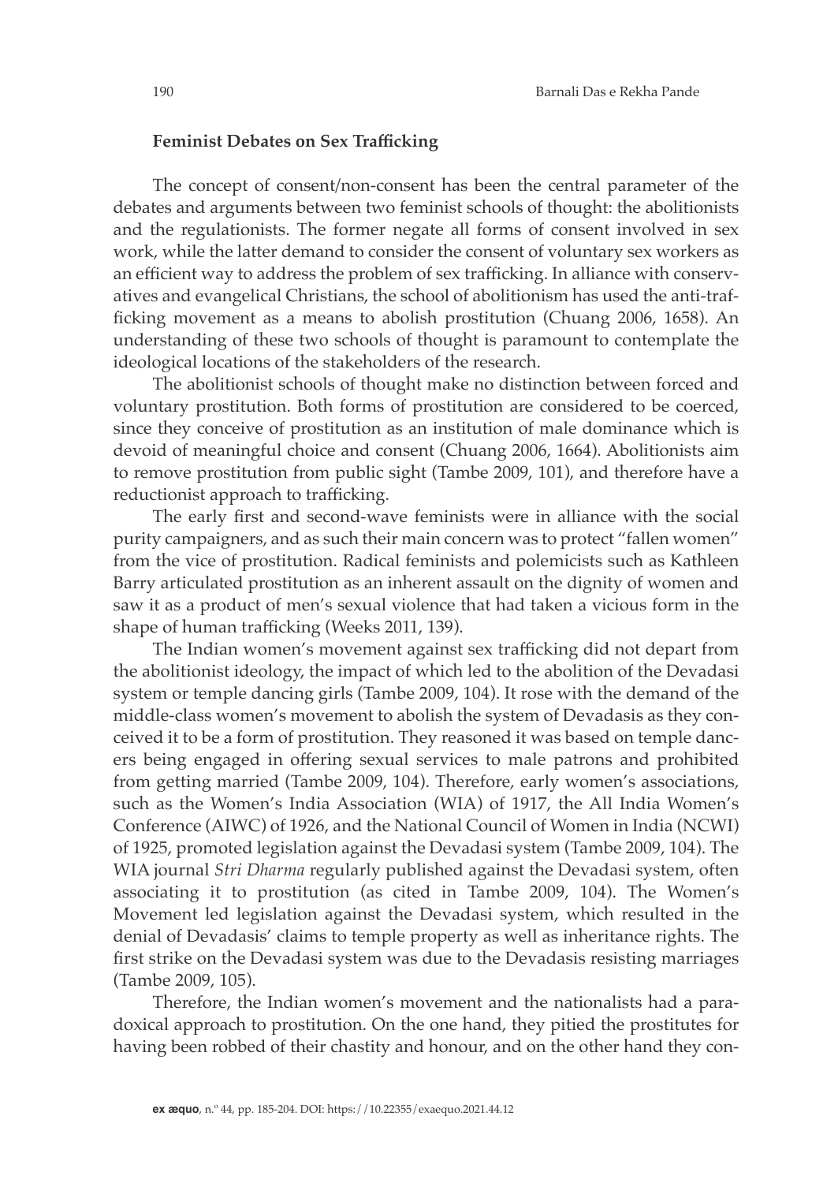## Feminist Debates on Sex Trafficking

The concept of consent/non-consent has been the central parameter of the debates and arguments between two feminist schools of thought: the abolitionists and the regulationists. The former negate all forms of consent involved in sex work, while the latter demand to consider the consent of voluntary sex workers as an efficient way to address the problem of sex trafficking. In alliance with conservatives and evangelical Christians, the school of abolitionism has used the anti-trafficking movement as a means to abolish prostitution (Chuang 2006, 1658). An understanding of these two schools of thought is paramount to contemplate the ideological locations of the stakeholders of the research.

The abolitionist schools of thought make no distinction between forced and voluntary prostitution. Both forms of prostitution are considered to be coerced, since they conceive of prostitution as an institution of male dominance which is devoid of meaningful choice and consent (Chuang 2006, 1664). Abolitionists aim to remove prostitution from public sight (Tambe 2009, 101), and therefore have a reductionist approach to trafficking.

The early first and second-wave feminists were in alliance with the social purity campaigners, and as such their main concern was to protect "fallen women" from the vice of prostitution. Radical feminists and polemicists such as Kathleen Barry articulated prostitution as an inherent assault on the dignity of women and saw it as a product of men's sexual violence that had taken a vicious form in the shape of human trafficking (Weeks 2011, 139).

The Indian women's movement against sex trafficking did not depart from the abolitionist ideology, the impact of which led to the abolition of the Devadasi system or temple dancing girls (Tambe 2009, 104). It rose with the demand of the middle-class women's movement to abolish the system of Devadasis as they conceived it to be a form of prostitution. They reasoned it was based on temple dancers being engaged in offering sexual services to male patrons and prohibited from getting married (Tambe 2009, 104). Therefore, early women's associations, such as the Women's India Association (WIA) of 1917, the All India Women's Conference (AIWC) of 1926, and the National Council of Women in India (NCWI) of 1925, promoted legislation against the Devadasi system (Tambe 2009, 104). The WIA journal *Stri Dharma* regularly published against the Devadasi system, often associating it to prostitution (as cited in Tambe 2009, 104). The Women's Movement led legislation against the Devadasi system, which resulted in the denial of Devadasis' claims to temple property as well as inheritance rights. The first strike on the Devadasi system was due to the Devadasis resisting marriages (Tambe 2009, 105).

Therefore, the Indian women's movement and the nationalists had a paradoxical approach to prostitution. On the one hand, they pitied the prostitutes for having been robbed of their chastity and honour, and on the other hand they con-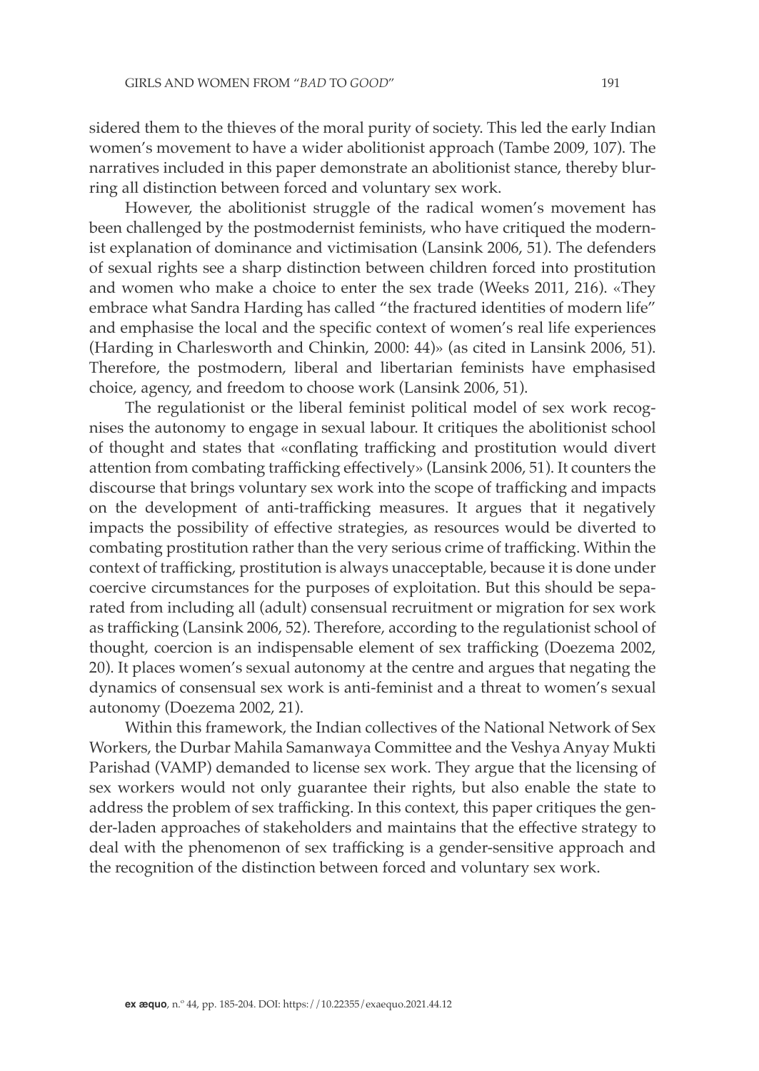sidered them to the thieves of the moral purity of society. This led the early Indian women's movement to have a wider abolitionist approach (Tambe 2009, 107). The narratives included in this paper demonstrate an abolitionist stance, thereby blurring all distinction between forced and voluntary sex work.

However, the abolitionist struggle of the radical women's movement has been challenged by the postmodernist feminists, who have critiqued the modernist explanation of dominance and victimisation (Lansink 2006, 51). The defenders of sexual rights see a sharp distinction between children forced into prostitution and women who make a choice to enter the sex trade (Weeks 2011, 216). «They embrace what Sandra Harding has called "the fractured identities of modern life" and emphasise the local and the specific context of women's real life experiences (Harding in Charlesworth and Chinkin, 2000: 44)» (as cited in Lansink 2006, 51). Therefore, the postmodern, liberal and libertarian feminists have emphasised choice, agency, and freedom to choose work (Lansink 2006, 51).

The regulationist or the liberal feminist political model of sex work recognises the autonomy to engage in sexual labour. It critiques the abolitionist school of thought and states that «conflating trafficking and prostitution would divert attention from combating trafficking effectively» (Lansink 2006, 51). It counters the discourse that brings voluntary sex work into the scope of trafficking and impacts on the development of anti-trafficking measures. It argues that it negatively impacts the possibility of effective strategies, as resources would be diverted to combating prostitution rather than the very serious crime of trafficking. Within the context of trafficking, prostitution is always unacceptable, because it is done under coercive circumstances for the purposes of exploitation. But this should be separated from including all (adult) consensual recruitment or migration for sex work as trafficking (Lansink 2006, 52). Therefore, according to the regulationist school of thought, coercion is an indispensable element of sex trafficking (Doezema 2002, 20). It places women's sexual autonomy at the centre and argues that negating the dynamics of consensual sex work is anti-feminist and a threat to women's sexual autonomy (Doezema 2002, 21).

Within this framework, the Indian collectives of the National Network of Sex Workers, the Durbar Mahila Samanwaya Committee and the Veshya Anyay Mukti Parishad (VAMP) demanded to license sex work. They argue that the licensing of sex workers would not only guarantee their rights, but also enable the state to address the problem of sex trafficking. In this context, this paper critiques the gender-laden approaches of stakeholders and maintains that the effective strategy to deal with the phenomenon of sex trafficking is a gender-sensitive approach and the recognition of the distinction between forced and voluntary sex work.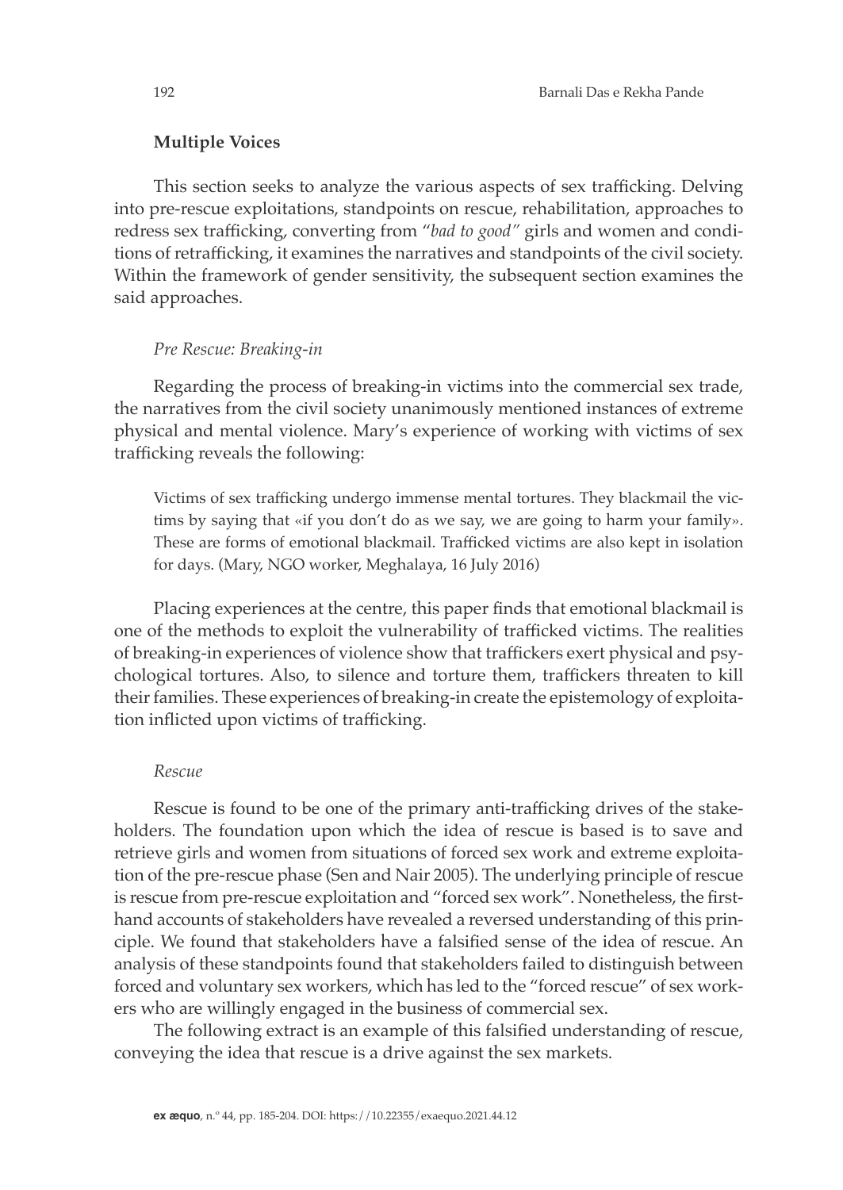## Multiple Voices

This section seeks to analyze the various aspects of sex trafficking. Delving into pre-rescue exploitations, standpoints on rescue, rehabilitation, approaches to redress sex trafficking, converting from "*bad to good*" girls and women and conditions of retrafficking, it examines the narratives and standpoints of the civil society. Within the framework of gender sensitivity, the subsequent section examines the said approaches.

### *Pre Rescue: Breaking-in*

Regarding the process of breaking-in victims into the commercial sex trade, the narratives from the civil society unanimously mentioned instances of extreme physical and mental violence. Mary's experience of working with victims of sex trafficking reveals the following:

> Victims of sex trafficking undergo immense mental tortures. They blackmail the victims by saying that «if you don't do as we say, we are going to harm your family». These are forms of emotional blackmail. Trafficked victims are also kept in isolation for days. (Mary, NGO worker, Meghalaya, 16 July 2016)

Placing experiences at the centre, this paper finds that emotional blackmail is one of the methods to exploit the vulnerability of trafficked victims. The realities of breaking-in experiences of violence show that traffickers exert physical and psychological tortures. Also, to silence and torture them, traffickers threaten to kill their families. These experiences of breaking-in create the epistemology of exploitation inflicted upon victims of trafficking.

### *Rescue*

Rescue is found to be one of the primary anti-trafficking drives of the stakeholders. The foundation upon which the idea of rescue is based is to save and retrieve girls and women from situations of forced sex work and extreme exploitation of the pre-rescue phase (Sen and Nair 2005). The underlying principle of rescue is rescue from pre-rescue exploitation and "forced sex work". Nonetheless, the first-hand accounts of stakeholders have revealed a reversed understanding of this principle. We found that stakeholders have a falsified sense of the idea of rescue. An analysis of these standpoints found that stakeholders failed to distinguish between forced and voluntary sex workers, which has led to the "forced rescue" of sex workers who are willingly engaged in the business of commercial sex.

The following extract is an example of this falsified understanding of rescue, conveying the idea that rescue is a drive against the sex markets.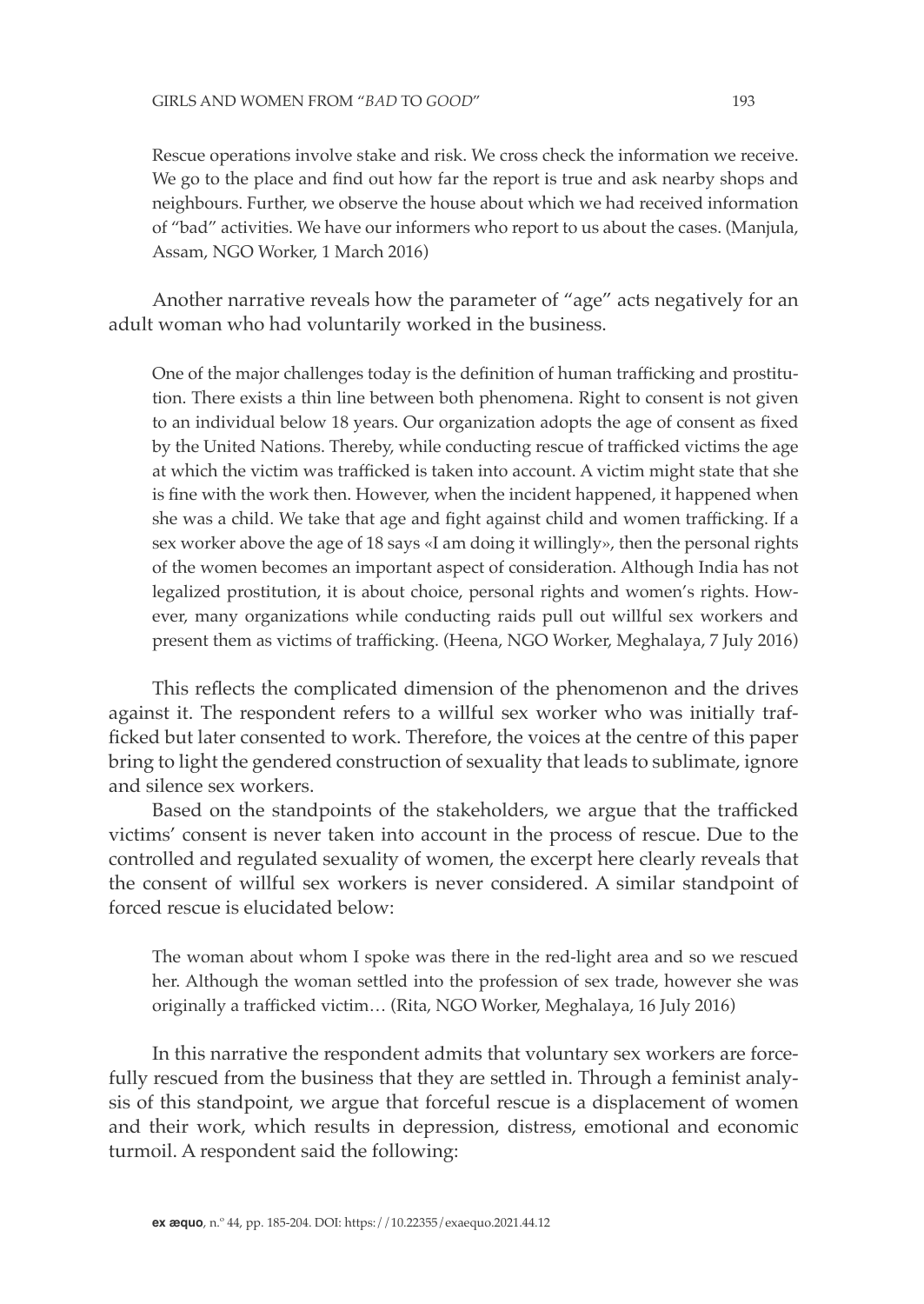> Rescue operations involve stake and risk. We cross check the information we receive. We go to the place and find out how far the report is true and ask nearby shops and neighbours. Further, we observe the house about which we had received information of "bad" activities. We have our informers who report to us about the cases. (Manjula, Assam, NGO Worker, 1 March 2016)

Another narrative reveals how the parameter of "age" acts negatively for an adult woman who had voluntarily worked in the business.

> One of the major challenges today is the definition of human trafficking and prostitution. There exists a thin line between both phenomena. Right to consent is not given to an individual below 18 years. Our organization adopts the age of consent as fixed by the United Nations. Thereby, while conducting rescue of trafficked victims the age at which the victim was trafficked is taken into account. A victim might state that she is fine with the work then. However, when the incident happened, it happened when she was a child. We take that age and fight against child and women trafficking. If a sex worker above the age of 18 says «I am doing it willingly», then the personal rights of the women becomes an important aspect of consideration. Although India has not legalized prostitution, it is about choice, personal rights and women's rights. However, many organizations while conducting raids pull out willful sex workers and present them as victims of trafficking. (Heena, NGO Worker, Meghalaya, 7 July 2016)

This reflects the complicated dimension of the phenomenon and the drives against it. The respondent refers to a willful sex worker who was initially trafficked but later consented to work. Therefore, the voices at the centre of this paper bring to light the gendered construction of sexuality that leads to sublimate, ignore and silence sex workers.

Based on the standpoints of the stakeholders, we argue that the trafficked victims' consent is never taken into account in the process of rescue. Due to the controlled and regulated sexuality of women, the excerpt here clearly reveals that the consent of willful sex workers is never considered. A similar standpoint of forced rescue is elucidated below:

> The woman about whom I spoke was there in the red-light area and so we rescued her. Although the woman settled into the profession of sex trade, however she was originally a trafficked victim… (Rita, NGO Worker, Meghalaya, 16 July 2016)

In this narrative the respondent admits that voluntary sex workers are forcefully rescued from the business that they are settled in. Through a feminist analysis of this standpoint, we argue that forceful rescue is a displacement of women and their work, which results in depression, distress, emotional and economic turmoil. A respondent said the following: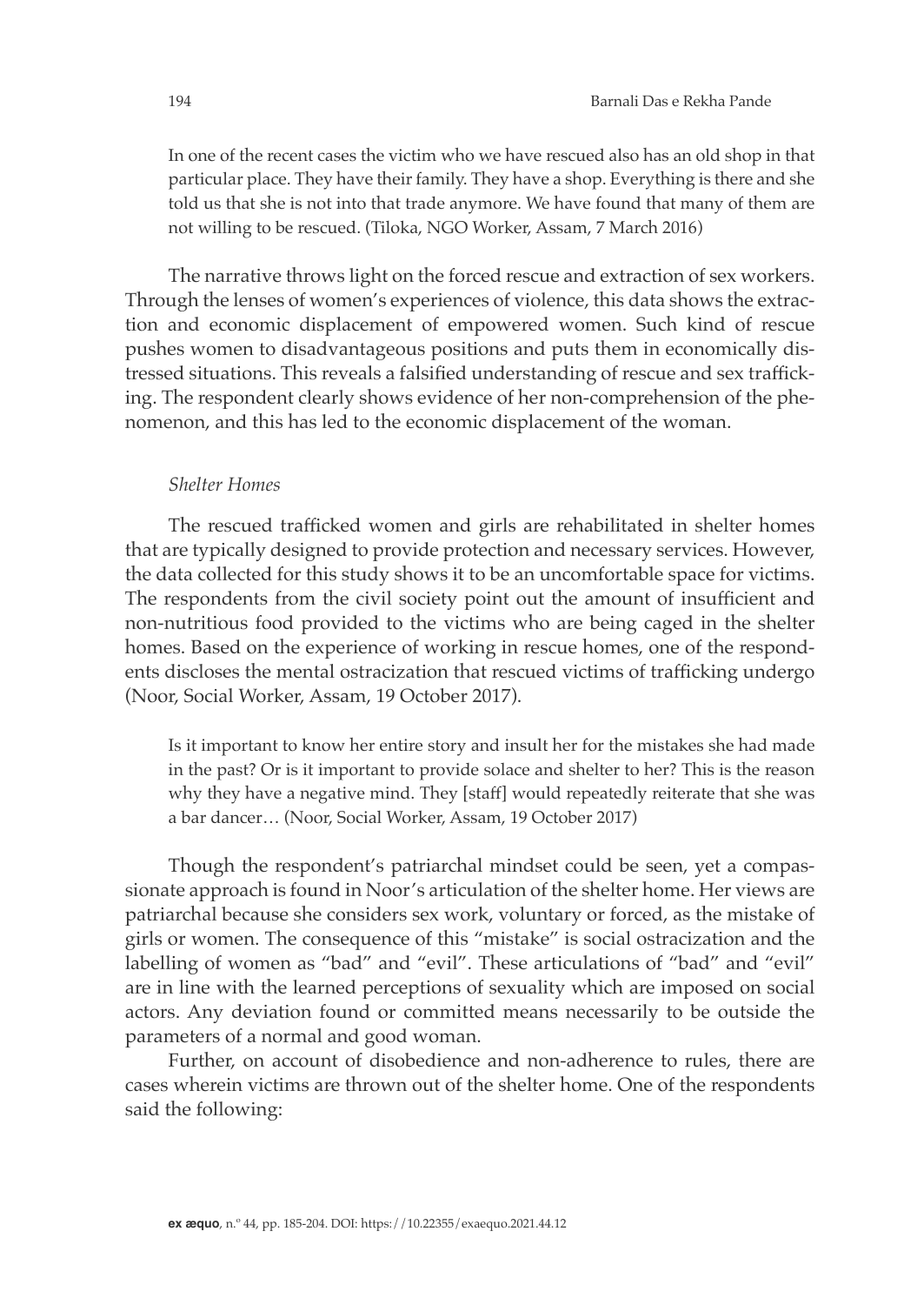> In one of the recent cases the victim who we have rescued also has an old shop in that particular place. They have their family. They have a shop. Everything is there and she told us that she is not into that trade anymore. We have found that many of them are not willing to be rescued. (Tiloka, NGO Worker, Assam, 7 March 2016)

The narrative throws light on the forced rescue and extraction of sex workers. Through the lenses of women's experiences of violence, this data shows the extraction and economic displacement of empowered women. Such kind of rescue pushes women to disadvantageous positions and puts them in economically distressed situations. This reveals a falsified understanding of rescue and sex trafficking. The respondent clearly shows evidence of her non-comprehension of the phenomenon, and this has led to the economic displacement of the woman.

*Shelter Homes*

The rescued trafficked women and girls are rehabilitated in shelter homes that are typically designed to provide protection and necessary services. However, the data collected for this study shows it to be an uncomfortable space for victims. The respondents from the civil society point out the amount of insufficient and non-nutritious food provided to the victims who are being caged in the shelter homes. Based on the experience of working in rescue homes, one of the respondents discloses the mental ostracization that rescued victims of trafficking undergo (Noor, Social Worker, Assam, 19 October 2017).

> Is it important to know her entire story and insult her for the mistakes she had made in the past? Or is it important to provide solace and shelter to her? This is the reason why they have a negative mind. They [staff] would repeatedly reiterate that she was a bar dancer… (Noor, Social Worker, Assam, 19 October 2017)

Though the respondent's patriarchal mindset could be seen, yet a compassionate approach is found in Noor's articulation of the shelter home. Her views are patriarchal because she considers sex work, voluntary or forced, as the mistake of girls or women. The consequence of this "mistake" is social ostracization and the labelling of women as "bad" and "evil". These articulations of "bad" and "evil" are in line with the learned perceptions of sexuality which are imposed on social actors. Any deviation found or committed means necessarily to be outside the parameters of a normal and good woman.

Further, on account of disobedience and non-adherence to rules, there are cases wherein victims are thrown out of the shelter home. One of the respondents said the following: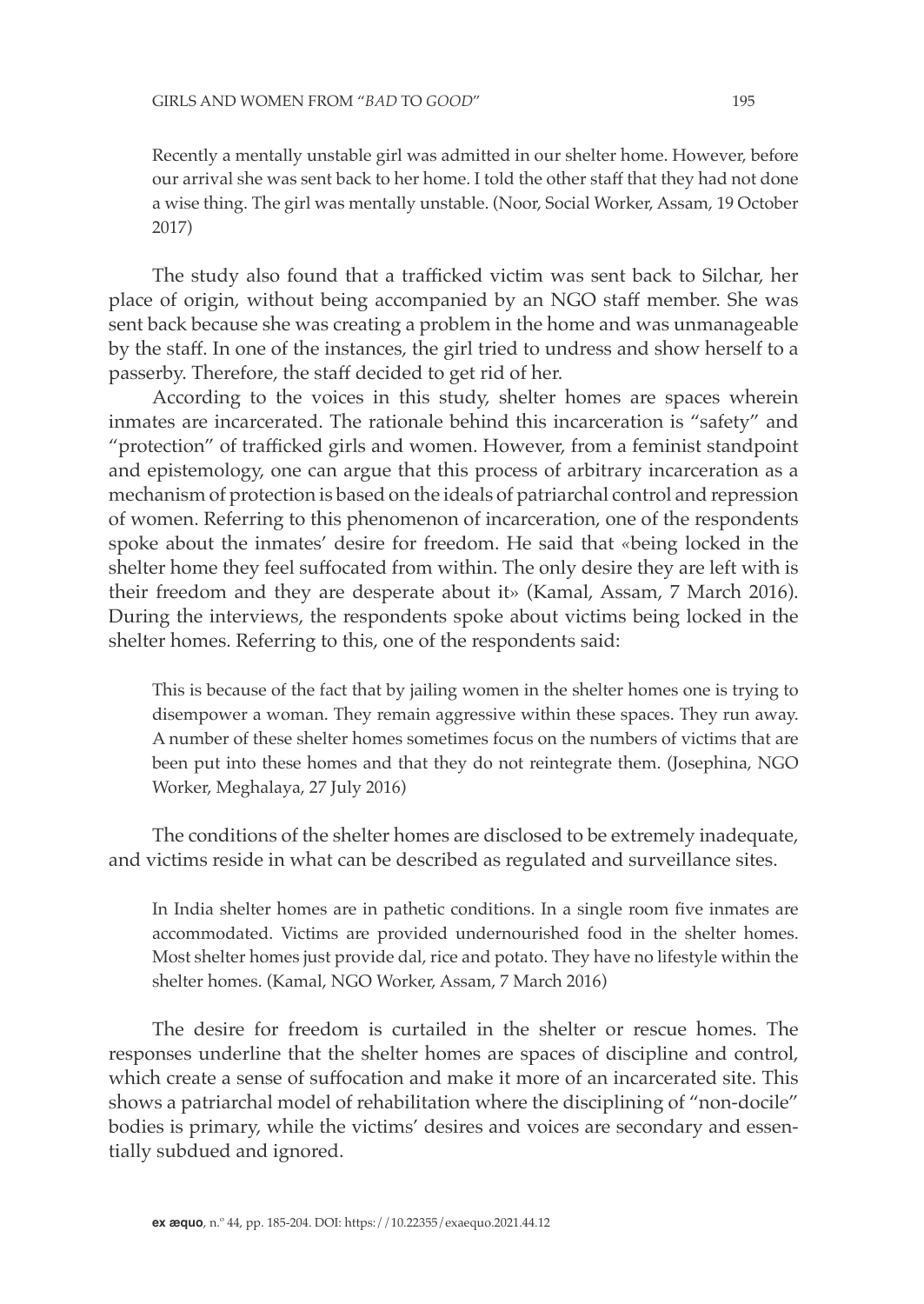> Recently a mentally unstable girl was admitted in our shelter home. However, before our arrival she was sent back to her home. I told the other staff that they had not done a wise thing. The girl was mentally unstable. (Noor, Social Worker, Assam, 19 October 2017)

The study also found that a trafficked victim was sent back to Silchar, her place of origin, without being accompanied by an NGO staff member. She was sent back because she was creating a problem in the home and was unmanageable by the staff. In one of the instances, the girl tried to undress and show herself to a passerby. Therefore, the staff decided to get rid of her.

According to the voices in this study, shelter homes are spaces wherein inmates are incarcerated. The rationale behind this incarceration is "safety" and "protection" of trafficked girls and women. However, from a feminist standpoint and epistemology, one can argue that this process of arbitrary incarceration as a mechanism of protection is based on the ideals of patriarchal control and repression of women. Referring to this phenomenon of incarceration, one of the respondents spoke about the inmates' desire for freedom. He said that «being locked in the shelter home they feel suffocated from within. The only desire they are left with is their freedom and they are desperate about it» (Kamal, Assam, 7 March 2016). During the interviews, the respondents spoke about victims being locked in the shelter homes. Referring to this, one of the respondents said:

> This is because of the fact that by jailing women in the shelter homes one is trying to disempower a woman. They remain aggressive within these spaces. They run away. A number of these shelter homes sometimes focus on the numbers of victims that are been put into these homes and that they do not reintegrate them. (Josephina, NGO Worker, Meghalaya, 27 July 2016)

The conditions of the shelter homes are disclosed to be extremely inadequate, and victims reside in what can be described as regulated and surveillance sites.

> In India shelter homes are in pathetic conditions. In a single room five inmates are accommodated. Victims are provided undernourished food in the shelter homes. Most shelter homes just provide dal, rice and potato. They have no lifestyle within the shelter homes. (Kamal, NGO Worker, Assam, 7 March 2016)

The desire for freedom is curtailed in the shelter or rescue homes. The responses underline that the shelter homes are spaces of discipline and control, which create a sense of suffocation and make it more of an incarcerated site. This shows a patriarchal model of rehabilitation where the disciplining of "non-docile" bodies is primary, while the victims' desires and voices are secondary and essentially subdued and ignored.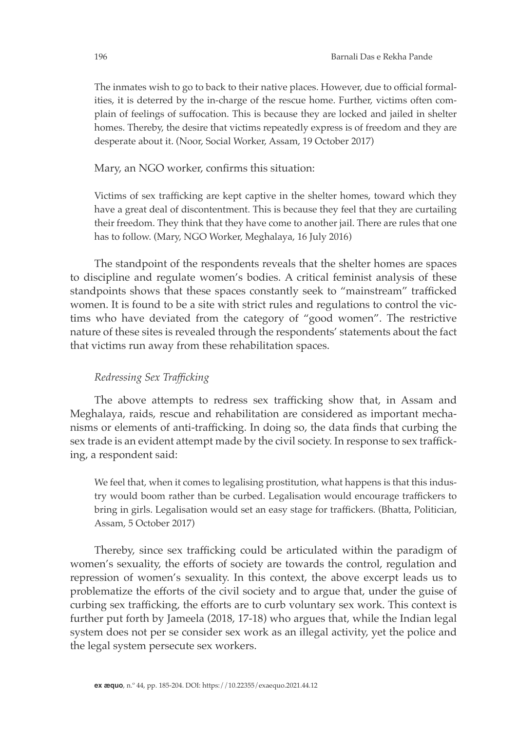> The inmates wish to go to back to their native places. However, due to official formalities, it is deterred by the in-charge of the rescue home. Further, victims often complain of feelings of suffocation. This is because they are locked and jailed in shelter homes. Thereby, the desire that victims repeatedly express is of freedom and they are desperate about it. (Noor, Social Worker, Assam, 19 October 2017)

Mary, an NGO worker, confirms this situation:

> Victims of sex trafficking are kept captive in the shelter homes, toward which they have a great deal of discontentment. This is because they feel that they are curtailing their freedom. They think that they have come to another jail. There are rules that one has to follow. (Mary, NGO Worker, Meghalaya, 16 July 2016)

The standpoint of the respondents reveals that the shelter homes are spaces to discipline and regulate women's bodies. A critical feminist analysis of these standpoints shows that these spaces constantly seek to "mainstream" trafficked women. It is found to be a site with strict rules and regulations to control the victims who have deviated from the category of "good women". The restrictive nature of these sites is revealed through the respondents' statements about the fact that victims run away from these rehabilitation spaces.

### *Redressing Sex Trafficking*

The above attempts to redress sex trafficking show that, in Assam and Meghalaya, raids, rescue and rehabilitation are considered as important mechanisms or elements of anti-trafficking. In doing so, the data finds that curbing the sex trade is an evident attempt made by the civil society. In response to sex trafficking, a respondent said:

> We feel that, when it comes to legalising prostitution, what happens is that this industry would boom rather than be curbed. Legalisation would encourage traffickers to bring in girls. Legalisation would set an easy stage for traffickers. (Bhatta, Politician, Assam, 5 October 2017)

Thereby, since sex trafficking could be articulated within the paradigm of women's sexuality, the efforts of society are towards the control, regulation and repression of women's sexuality. In this context, the above excerpt leads us to problematize the efforts of the civil society and to argue that, under the guise of curbing sex trafficking, the efforts are to curb voluntary sex work. This context is further put forth by Jameela (2018, 17-18) who argues that, while the Indian legal system does not per se consider sex work as an illegal activity, yet the police and the legal system persecute sex workers.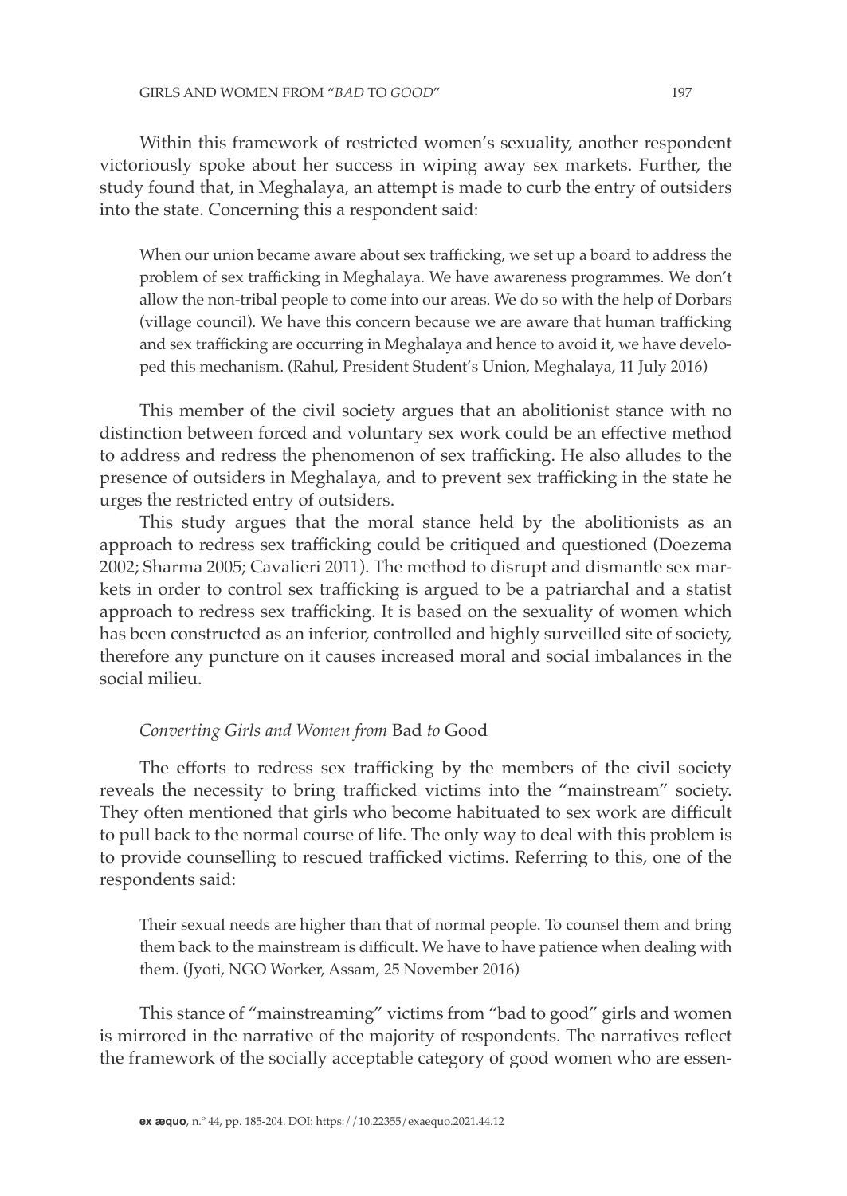Within this framework of restricted women's sexuality, another respondent victoriously spoke about her success in wiping away sex markets. Further, the study found that, in Meghalaya, an attempt is made to curb the entry of outsiders into the state. Concerning this a respondent said:

> When our union became aware about sex trafficking, we set up a board to address the problem of sex trafficking in Meghalaya. We have awareness programmes. We don't allow the non-tribal people to come into our areas. We do so with the help of Dorbars (village council). We have this concern because we are aware that human trafficking and sex trafficking are occurring in Meghalaya and hence to avoid it, we have developed this mechanism. (Rahul, President Student's Union, Meghalaya, 11 July 2016)

This member of the civil society argues that an abolitionist stance with no distinction between forced and voluntary sex work could be an effective method to address and redress the phenomenon of sex trafficking. He also alludes to the presence of outsiders in Meghalaya, and to prevent sex trafficking in the state he urges the restricted entry of outsiders.

This study argues that the moral stance held by the abolitionists as an approach to redress sex trafficking could be critiqued and questioned (Doezema 2002; Sharma 2005; Cavalieri 2011). The method to disrupt and dismantle sex markets in order to control sex trafficking is argued to be a patriarchal and a statist approach to redress sex trafficking. It is based on the sexuality of women which has been constructed as an inferior, controlled and highly surveilled site of society, therefore any puncture on it causes increased moral and social imbalances in the social milieu.

### *Converting Girls and Women from* Bad *to* Good

The efforts to redress sex trafficking by the members of the civil society reveals the necessity to bring trafficked victims into the "mainstream" society. They often mentioned that girls who become habituated to sex work are difficult to pull back to the normal course of life. The only way to deal with this problem is to provide counselling to rescued trafficked victims. Referring to this, one of the respondents said:

> Their sexual needs are higher than that of normal people. To counsel them and bring them back to the mainstream is difficult. We have to have patience when dealing with them. (Jyoti, NGO Worker, Assam, 25 November 2016)

This stance of "mainstreaming" victims from "bad to good" girls and women is mirrored in the narrative of the majority of respondents. The narratives reflect the framework of the socially acceptable category of good women who are essen-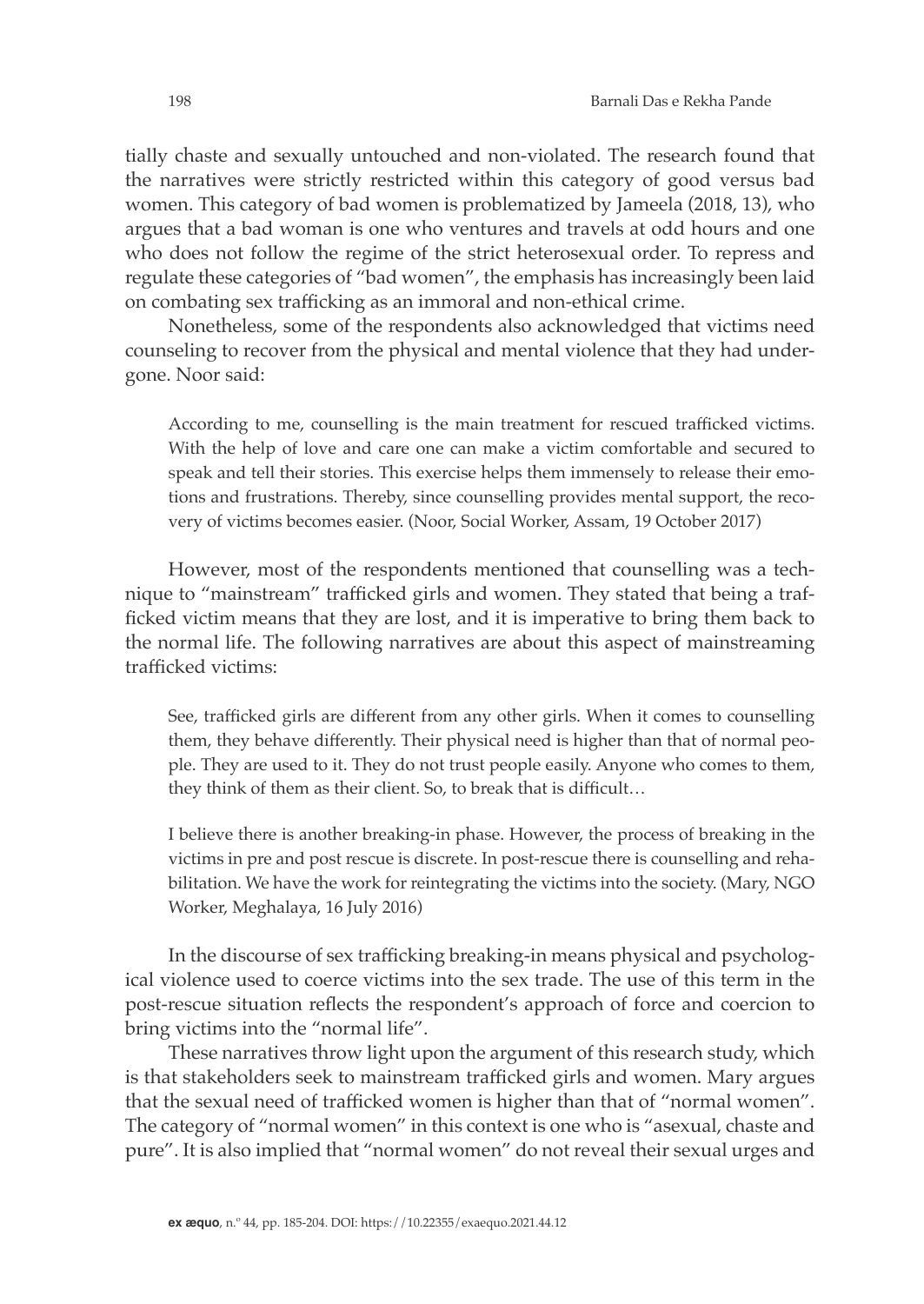tially chaste and sexually untouched and non-violated. The research found that the narratives were strictly restricted within this category of good versus bad women. This category of bad women is problematized by Jameela (2018, 13), who argues that a bad woman is one who ventures and travels at odd hours and one who does not follow the regime of the strict heterosexual order. To repress and regulate these categories of "bad women", the emphasis has increasingly been laid on combating sex trafficking as an immoral and non-ethical crime.

Nonetheless, some of the respondents also acknowledged that victims need counseling to recover from the physical and mental violence that they had undergone. Noor said:

> According to me, counselling is the main treatment for rescued trafficked victims. With the help of love and care one can make a victim comfortable and secured to speak and tell their stories. This exercise helps them immensely to release their emotions and frustrations. Thereby, since counselling provides mental support, the recovery of victims becomes easier. (Noor, Social Worker, Assam, 19 October 2017)

However, most of the respondents mentioned that counselling was a technique to "mainstream" trafficked girls and women. They stated that being a trafficked victim means that they are lost, and it is imperative to bring them back to the normal life. The following narratives are about this aspect of mainstreaming trafficked victims:

> See, trafficked girls are different from any other girls. When it comes to counselling them, they behave differently. Their physical need is higher than that of normal people. They are used to it. They do not trust people easily. Anyone who comes to them, they think of them as their client. So, to break that is difficult…
>
> I believe there is another breaking-in phase. However, the process of breaking in the victims in pre and post rescue is discrete. In post-rescue there is counselling and rehabilitation. We have the work for reintegrating the victims into the society. (Mary, NGO Worker, Meghalaya, 16 July 2016)

In the discourse of sex trafficking breaking-in means physical and psychological violence used to coerce victims into the sex trade. The use of this term in the post-rescue situation reflects the respondent's approach of force and coercion to bring victims into the "normal life".

These narratives throw light upon the argument of this research study, which is that stakeholders seek to mainstream trafficked girls and women. Mary argues that the sexual need of trafficked women is higher than that of "normal women". The category of "normal women" in this context is one who is "asexual, chaste and pure". It is also implied that "normal women" do not reveal their sexual urges and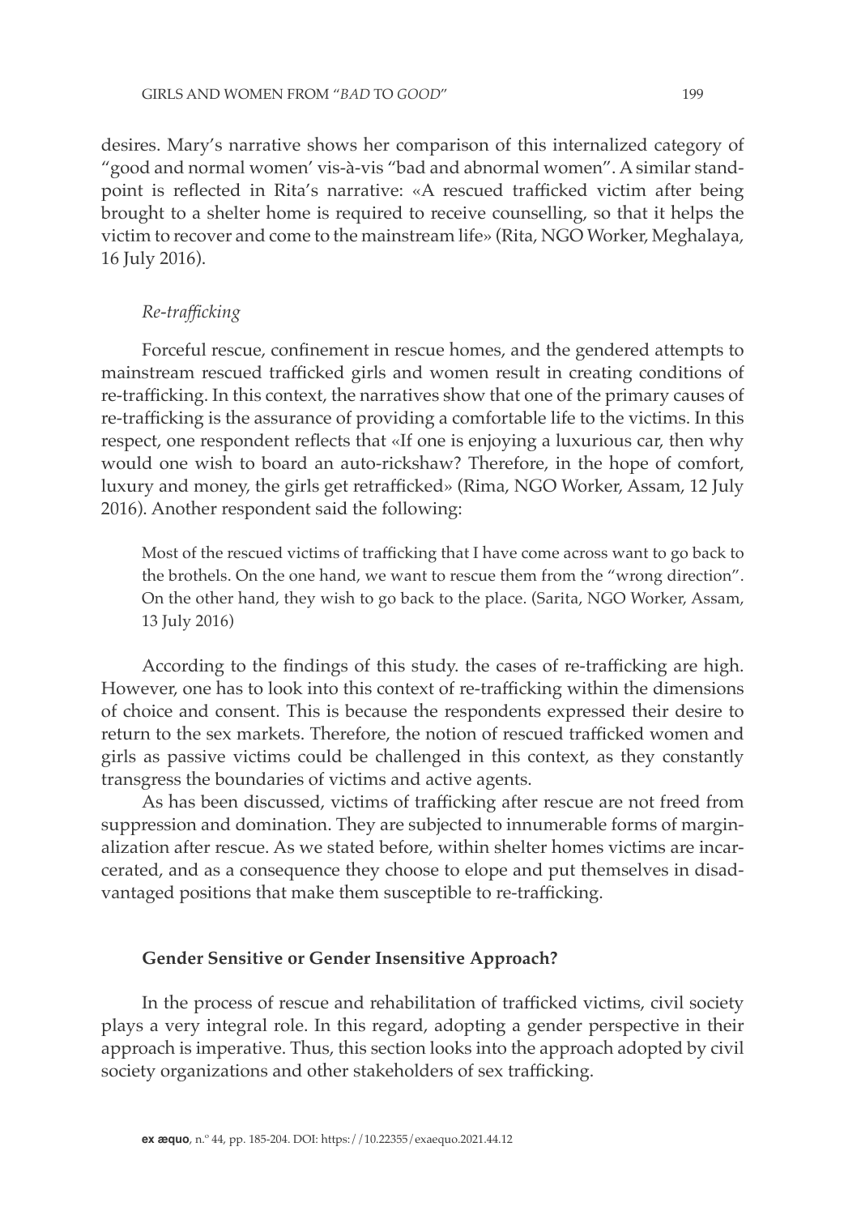desires. Mary's narrative shows her comparison of this internalized category of "good and normal women' vis-à-vis "bad and abnormal women". A similar standpoint is reflected in Rita's narrative: «A rescued trafficked victim after being brought to a shelter home is required to receive counselling, so that it helps the victim to recover and come to the mainstream life» (Rita, NGO Worker, Meghalaya, 16 July 2016).

### *Re-trafficking*

Forceful rescue, confinement in rescue homes, and the gendered attempts to mainstream rescued trafficked girls and women result in creating conditions of re-trafficking. In this context, the narratives show that one of the primary causes of re-trafficking is the assurance of providing a comfortable life to the victims. In this respect, one respondent reflects that «If one is enjoying a luxurious car, then why would one wish to board an auto-rickshaw? Therefore, in the hope of comfort, luxury and money, the girls get retrafficked» (Rima, NGO Worker, Assam, 12 July 2016). Another respondent said the following:

> Most of the rescued victims of trafficking that I have come across want to go back to the brothels. On the one hand, we want to rescue them from the "wrong direction". On the other hand, they wish to go back to the place. (Sarita, NGO Worker, Assam, 13 July 2016)

According to the findings of this study. the cases of re-trafficking are high. However, one has to look into this context of re-trafficking within the dimensions of choice and consent. This is because the respondents expressed their desire to return to the sex markets. Therefore, the notion of rescued trafficked women and girls as passive victims could be challenged in this context, as they constantly transgress the boundaries of victims and active agents.

As has been discussed, victims of trafficking after rescue are not freed from suppression and domination. They are subjected to innumerable forms of marginalization after rescue. As we stated before, within shelter homes victims are incarcerated, and as a consequence they choose to elope and put themselves in disadvantaged positions that make them susceptible to re-trafficking.

## Gender Sensitive or Gender Insensitive Approach?

In the process of rescue and rehabilitation of trafficked victims, civil society plays a very integral role. In this regard, adopting a gender perspective in their approach is imperative. Thus, this section looks into the approach adopted by civil society organizations and other stakeholders of sex trafficking.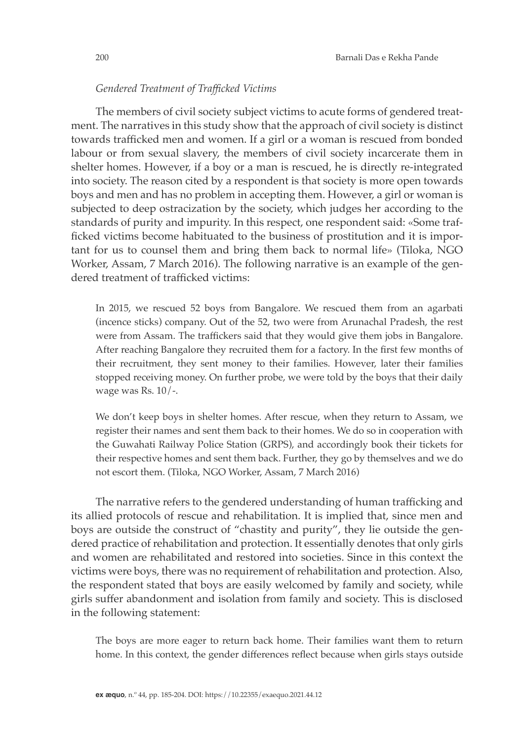*Gendered Treatment of Trafficked Victims*

The members of civil society subject victims to acute forms of gendered treatment. The narratives in this study show that the approach of civil society is distinct towards trafficked men and women. If a girl or a woman is rescued from bonded labour or from sexual slavery, the members of civil society incarcerate them in shelter homes. However, if a boy or a man is rescued, he is directly re-integrated into society. The reason cited by a respondent is that society is more open towards boys and men and has no problem in accepting them. However, a girl or woman is subjected to deep ostracization by the society, which judges her according to the standards of purity and impurity. In this respect, one respondent said: «Some trafficked victims become habituated to the business of prostitution and it is important for us to counsel them and bring them back to normal life» (Tiloka, NGO Worker, Assam, 7 March 2016). The following narrative is an example of the gendered treatment of trafficked victims:

> In 2015, we rescued 52 boys from Bangalore. We rescued them from an agarbati (incence sticks) company. Out of the 52, two were from Arunachal Pradesh, the rest were from Assam. The traffickers said that they would give them jobs in Bangalore. After reaching Bangalore they recruited them for a factory. In the first few months of their recruitment, they sent money to their families. However, later their families stopped receiving money. On further probe, we were told by the boys that their daily wage was Rs. 10/-.
>
> We don't keep boys in shelter homes. After rescue, when they return to Assam, we register their names and sent them back to their homes. We do so in cooperation with the Guwahati Railway Police Station (GRPS), and accordingly book their tickets for their respective homes and sent them back. Further, they go by themselves and we do not escort them. (Tiloka, NGO Worker, Assam, 7 March 2016)

The narrative refers to the gendered understanding of human trafficking and its allied protocols of rescue and rehabilitation. It is implied that, since men and boys are outside the construct of "chastity and purity", they lie outside the gendered practice of rehabilitation and protection. It essentially denotes that only girls and women are rehabilitated and restored into societies. Since in this context the victims were boys, there was no requirement of rehabilitation and protection. Also, the respondent stated that boys are easily welcomed by family and society, while girls suffer abandonment and isolation from family and society. This is disclosed in the following statement:

> The boys are more eager to return back home. Their families want them to return home. In this context, the gender differences reflect because when girls stays outside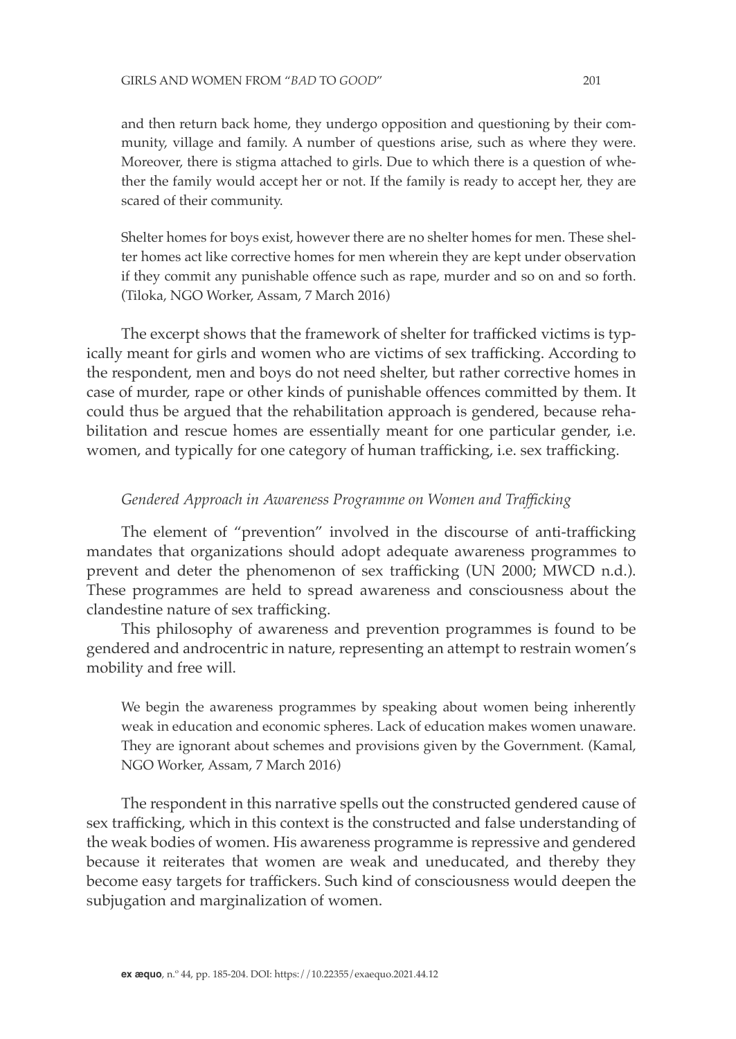and then return back home, they undergo opposition and questioning by their community, village and family. A number of questions arise, such as where they were. Moreover, there is stigma attached to girls. Due to which there is a question of whether the family would accept her or not. If the family is ready to accept her, they are scared of their community.

> Shelter homes for boys exist, however there are no shelter homes for men. These shelter homes act like corrective homes for men wherein they are kept under observation if they commit any punishable offence such as rape, murder and so on and so forth. (Tiloka, NGO Worker, Assam, 7 March 2016)

The excerpt shows that the framework of shelter for trafficked victims is typically meant for girls and women who are victims of sex trafficking. According to the respondent, men and boys do not need shelter, but rather corrective homes in case of murder, rape or other kinds of punishable offences committed by them. It could thus be argued that the rehabilitation approach is gendered, because rehabilitation and rescue homes are essentially meant for one particular gender, i.e. women, and typically for one category of human trafficking, i.e. sex trafficking.

### *Gendered Approach in Awareness Programme on Women and Trafficking*

The element of "prevention" involved in the discourse of anti-trafficking mandates that organizations should adopt adequate awareness programmes to prevent and deter the phenomenon of sex trafficking (UN 2000; MWCD n.d.). These programmes are held to spread awareness and consciousness about the clandestine nature of sex trafficking.

This philosophy of awareness and prevention programmes is found to be gendered and androcentric in nature, representing an attempt to restrain women's mobility and free will.

> We begin the awareness programmes by speaking about women being inherently weak in education and economic spheres. Lack of education makes women unaware. They are ignorant about schemes and provisions given by the Government. (Kamal, NGO Worker, Assam, 7 March 2016)

The respondent in this narrative spells out the constructed gendered cause of sex trafficking, which in this context is the constructed and false understanding of the weak bodies of women. His awareness programme is repressive and gendered because it reiterates that women are weak and uneducated, and thereby they become easy targets for traffickers. Such kind of consciousness would deepen the subjugation and marginalization of women.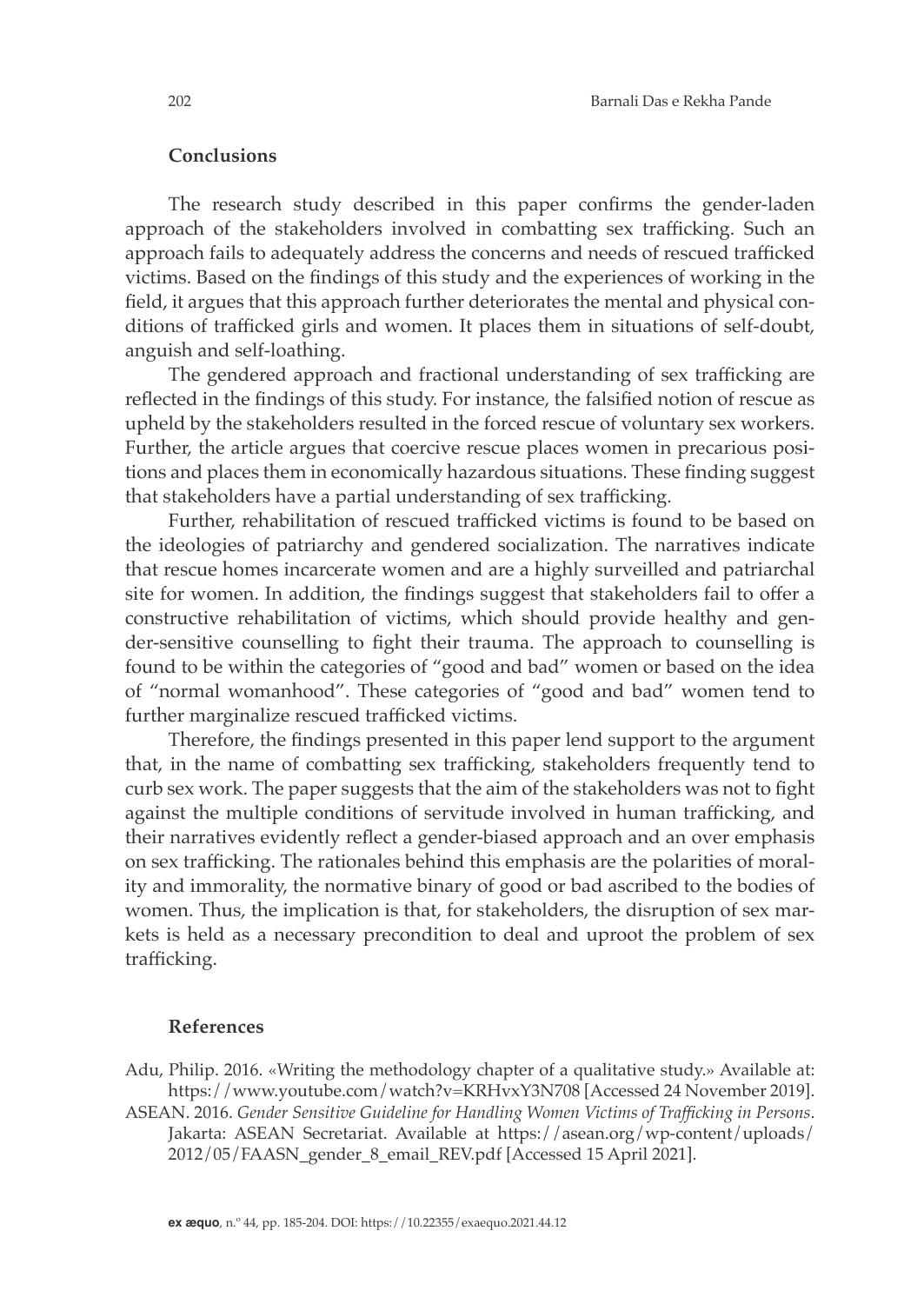## Conclusions

The research study described in this paper confirms the gender-laden approach of the stakeholders involved in combatting sex trafficking. Such an approach fails to adequately address the concerns and needs of rescued trafficked victims. Based on the findings of this study and the experiences of working in the field, it argues that this approach further deteriorates the mental and physical conditions of trafficked girls and women. It places them in situations of self-doubt, anguish and self-loathing.

The gendered approach and fractional understanding of sex trafficking are reflected in the findings of this study. For instance, the falsified notion of rescue as upheld by the stakeholders resulted in the forced rescue of voluntary sex workers. Further, the article argues that coercive rescue places women in precarious positions and places them in economically hazardous situations. These finding suggest that stakeholders have a partial understanding of sex trafficking.

Further, rehabilitation of rescued trafficked victims is found to be based on the ideologies of patriarchy and gendered socialization. The narratives indicate that rescue homes incarcerate women and are a highly surveilled and patriarchal site for women. In addition, the findings suggest that stakeholders fail to offer a constructive rehabilitation of victims, which should provide healthy and gender-sensitive counselling to fight their trauma. The approach to counselling is found to be within the categories of "good and bad" women or based on the idea of "normal womanhood". These categories of "good and bad" women tend to further marginalize rescued trafficked victims.

Therefore, the findings presented in this paper lend support to the argument that, in the name of combatting sex trafficking, stakeholders frequently tend to curb sex work. The paper suggests that the aim of the stakeholders was not to fight against the multiple conditions of servitude involved in human trafficking, and their narratives evidently reflect a gender-biased approach and an over emphasis on sex trafficking. The rationales behind this emphasis are the polarities of morality and immorality, the normative binary of good or bad ascribed to the bodies of women. Thus, the implication is that, for stakeholders, the disruption of sex markets is held as a necessary precondition to deal and uproot the problem of sex trafficking.

## References

Adu, Philip. 2016. «Writing the methodology chapter of a qualitative study.» Available at: https://www.youtube.com/watch?v=KRHvxY3N708 [Accessed 24 November 2019].

ASEAN. 2016. *Gender Sensitive Guideline for Handling Women Victims of Trafficking in Persons*. Jakarta: ASEAN Secretariat. Available at https://asean.org/wp-content/uploads/2012/05/FAASN_gender_8_email_REV.pdf [Accessed 15 April 2021].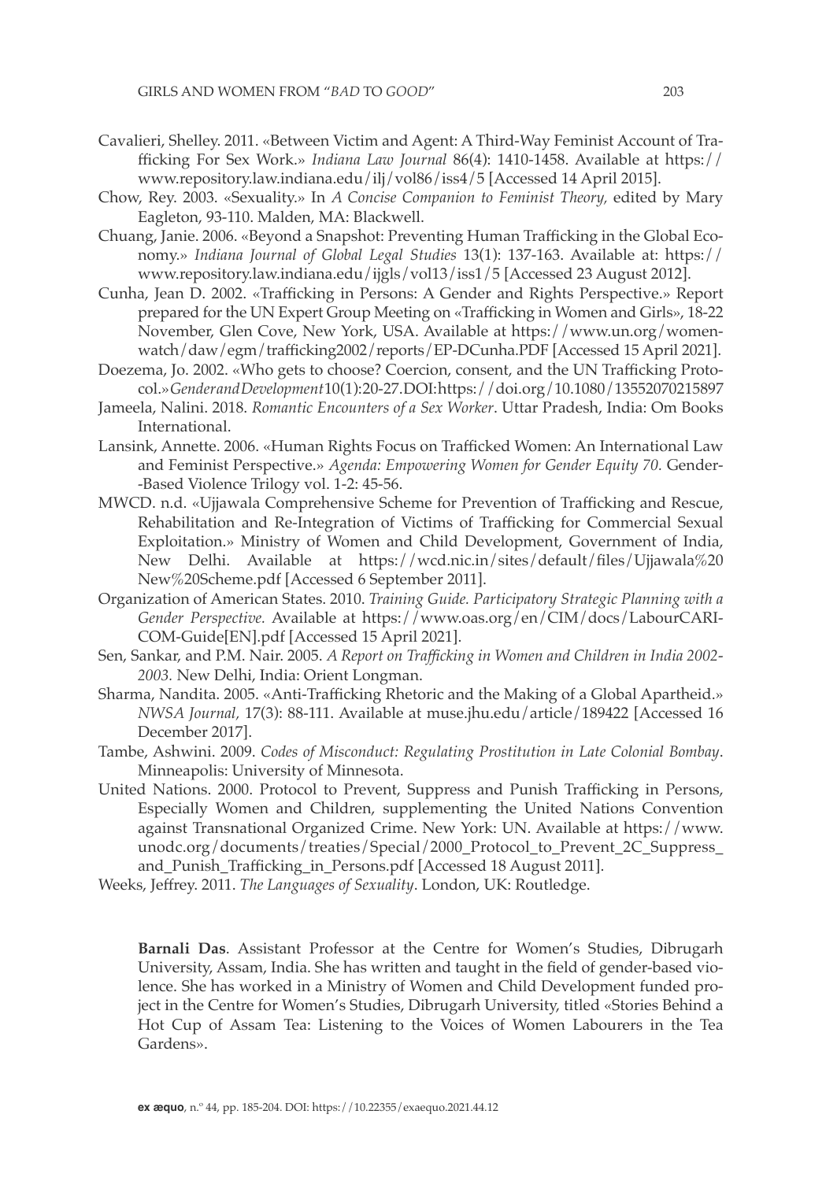Cavalieri, Shelley. 2011. «Between Victim and Agent: A Third-Way Feminist Account of Trafficking For Sex Work.» *Indiana Law Journal* 86(4): 1410-1458. Available at https://www.repository.law.indiana.edu/ilj/vol86/iss4/5 [Accessed 14 April 2015].

Chow, Rey. 2003. «Sexuality.» In *A Concise Companion to Feminist Theory*, edited by Mary Eagleton, 93-110. Malden, MA: Blackwell.

Chuang, Janie. 2006. «Beyond a Snapshot: Preventing Human Trafficking in the Global Economy.» *Indiana Journal of Global Legal Studies* 13(1): 137-163. Available at: https://www.repository.law.indiana.edu/ijgls/vol13/iss1/5 [Accessed 23 August 2012].

Cunha, Jean D. 2002. «Trafficking in Persons: A Gender and Rights Perspective.» Report prepared for the UN Expert Group Meeting on «Trafficking in Women and Girls», 18-22 November, Glen Cove, New York, USA. Available at https://www.un.org/womenwatch/daw/egm/trafficking2002/reports/EP-DCunha.PDF [Accessed 15 April 2021].

Doezema, Jo. 2002. «Who gets to choose? Coercion, consent, and the UN Trafficking Protocol.» *Gender and Development* 10(1):20-27. DOI: https://doi.org/10.1080/13552070215897

Jameela, Nalini. 2018. *Romantic Encounters of a Sex Worker*. Uttar Pradesh, India: Om Books International.

Lansink, Annette. 2006. «Human Rights Focus on Trafficked Women: An International Law and Feminist Perspective.» *Agenda: Empowering Women for Gender Equity 70.* Gender-Based Violence Trilogy vol. 1-2: 45-56.

MWCD. n.d. «Ujjawala Comprehensive Scheme for Prevention of Trafficking and Rescue, Rehabilitation and Re-Integration of Victims of Trafficking for Commercial Sexual Exploitation.» Ministry of Women and Child Development, Government of India, New Delhi. Available at https://wcd.nic.in/sites/default/files/Ujjawala%20New%20Scheme.pdf [Accessed 6 September 2011].

Organization of American States. 2010. *Training Guide. Participatory Strategic Planning with a Gender Perspective.* Available at https://www.oas.org/en/CIM/docs/LabourCARICOM-Guide[EN].pdf [Accessed 15 April 2021].

Sen, Sankar, and P.M. Nair. 2005. *A Report on Trafficking in Women and Children in India 2002-2003.* New Delhi, India: Orient Longman.

Sharma, Nandita. 2005. «Anti-Trafficking Rhetoric and the Making of a Global Apartheid.» *NWSA Journal*, 17(3): 88-111. Available at muse.jhu.edu/article/189422 [Accessed 16 December 2017].

Tambe, Ashwini. 2009. *Codes of Misconduct: Regulating Prostitution in Late Colonial Bombay*. Minneapolis: University of Minnesota.

United Nations. 2000. Protocol to Prevent, Suppress and Punish Trafficking in Persons, Especially Women and Children, supplementing the United Nations Convention against Transnational Organized Crime. New York: UN. Available at https://www.unodc.org/documents/treaties/Special/2000_Protocol_to_Prevent_2C_Suppress_and_Punish_Trafficking_in_Persons.pdf [Accessed 18 August 2011].

Weeks, Jeffrey. 2011. *The Languages of Sexuality*. London, UK: Routledge.

**Barnali Das**. Assistant Professor at the Centre for Women's Studies, Dibrugarh University, Assam, India. She has written and taught in the field of gender-based violence. She has worked in a Ministry of Women and Child Development funded project in the Centre for Women's Studies, Dibrugarh University, titled «Stories Behind a Hot Cup of Assam Tea: Listening to the Voices of Women Labourers in the Tea Gardens».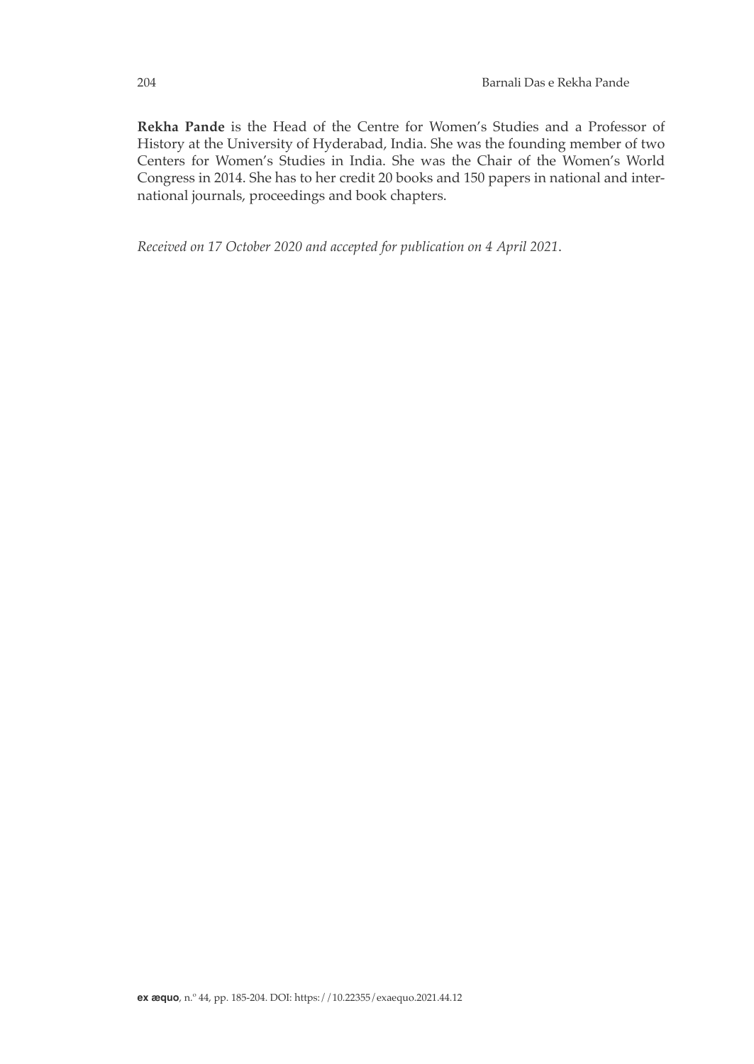**Rekha Pande** is the Head of the Centre for Women's Studies and a Professor of History at the University of Hyderabad, India. She was the founding member of two Centers for Women's Studies in India. She was the Chair of the Women's World Congress in 2014. She has to her credit 20 books and 150 papers in national and international journals, proceedings and book chapters.

*Received on 17 October 2020 and accepted for publication on 4 April 2021.*